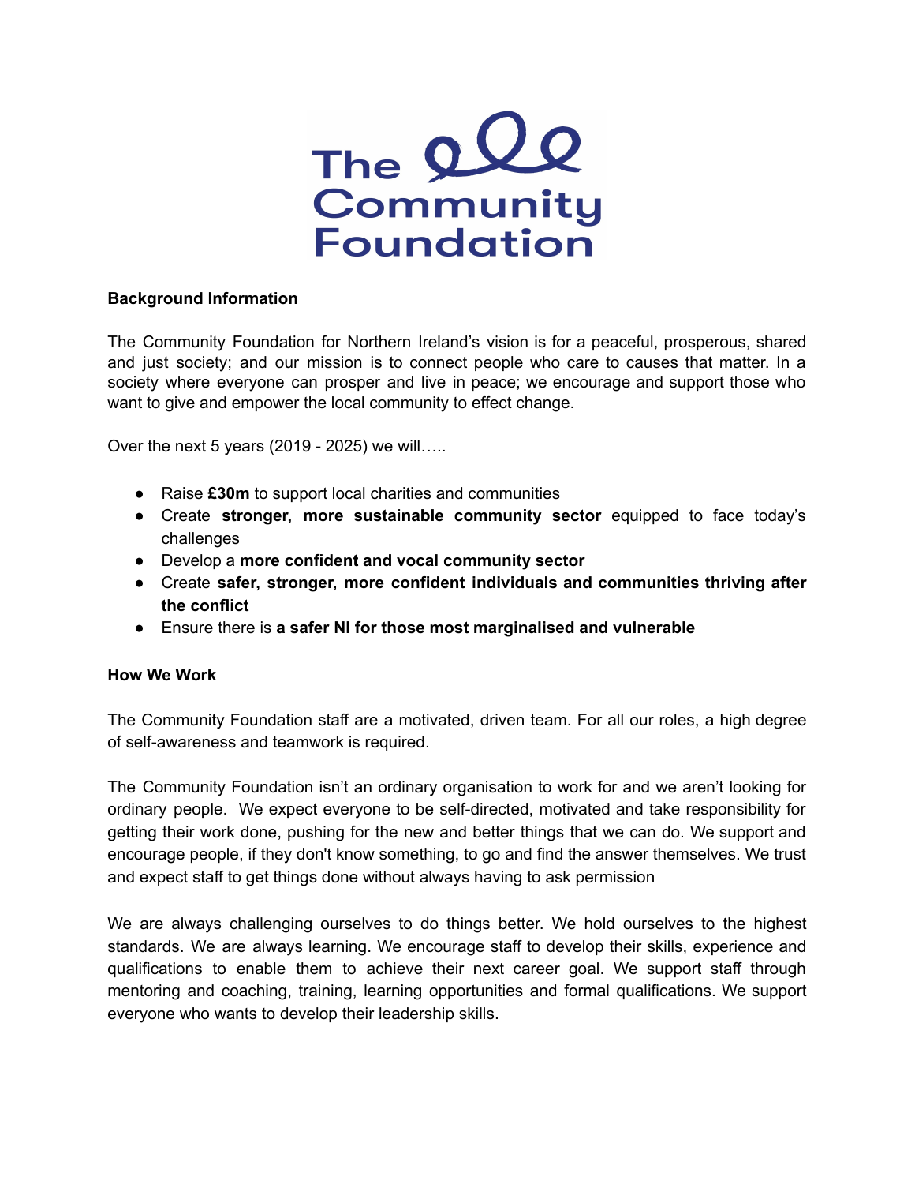The Community Foundation

**Background Information**

The Community Foundation for Northern Ireland's vision is for a peaceful, prosperous, shared and just society; and our mission is to connect people who care to causes that matter. In a society where everyone can prosper and live in peace; we encourage and support those who want to give and empower the local community to effect change.

Over the next 5 years (2019 - 2025) we will…..

- Raise **£30m** to support local charities and communities
- Create **stronger, more sustainable community sector** equipped to face today's challenges
- Develop a **more confident and vocal community sector**
- Create **safer, stronger, more confident individuals and communities thriving after the conflict**
- Ensure there is **a safer NI for those most marginalised and vulnerable**

**How We Work**

The Community Foundation staff are a motivated, driven team. For all our roles, a high degree of self-awareness and teamwork is required.

The Community Foundation isn't an ordinary organisation to work for and we aren't looking for ordinary people. We expect everyone to be self-directed, motivated and take responsibility for getting their work done, pushing for the new and better things that we can do. We support and encourage people, if they don't know something, to go and find the answer themselves. We trust and expect staff to get things done without always having to ask permission

We are always challenging ourselves to do things better. We hold ourselves to the highest standards. We are always learning. We encourage staff to develop their skills, experience and qualifications to enable them to achieve their next career goal. We support staff through mentoring and coaching, training, learning opportunities and formal qualifications. We support everyone who wants to develop their leadership skills.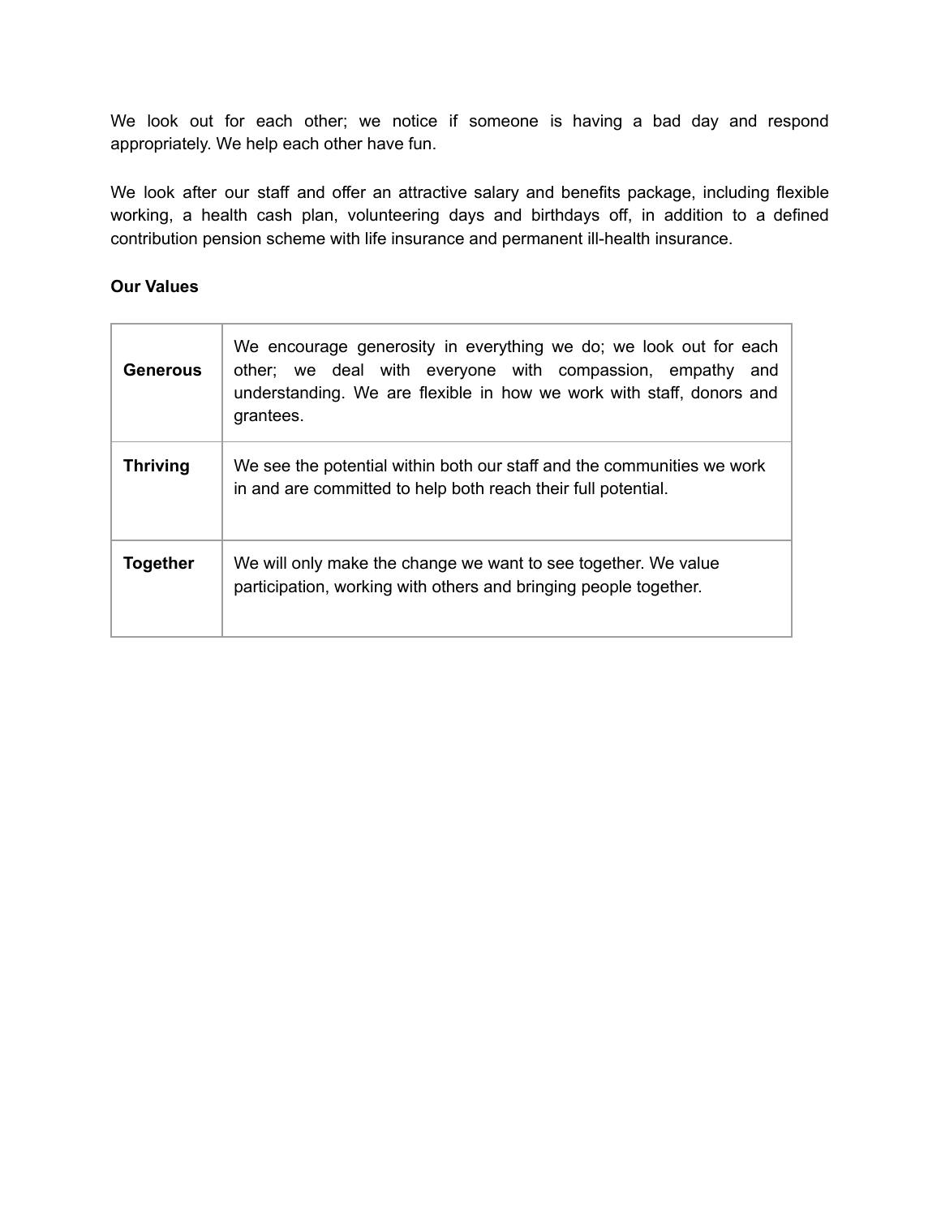We look out for each other; we notice if someone is having a bad day and respond appropriately. We help each other have fun.

We look after our staff and offer an attractive salary and benefits package, including flexible working, a health cash plan, volunteering days and birthdays off, in addition to a defined contribution pension scheme with life insurance and permanent ill-health insurance.

**Our Values**

| | |
|---|---|
| **Generous** | We encourage generosity in everything we do; we look out for each other; we deal with everyone with compassion, empathy and understanding. We are flexible in how we work with staff, donors and grantees. |
| **Thriving** | We see the potential within both our staff and the communities we work in and are committed to help both reach their full potential. |
| **Together** | We will only make the change we want to see together. We value participation, working with others and bringing people together. |